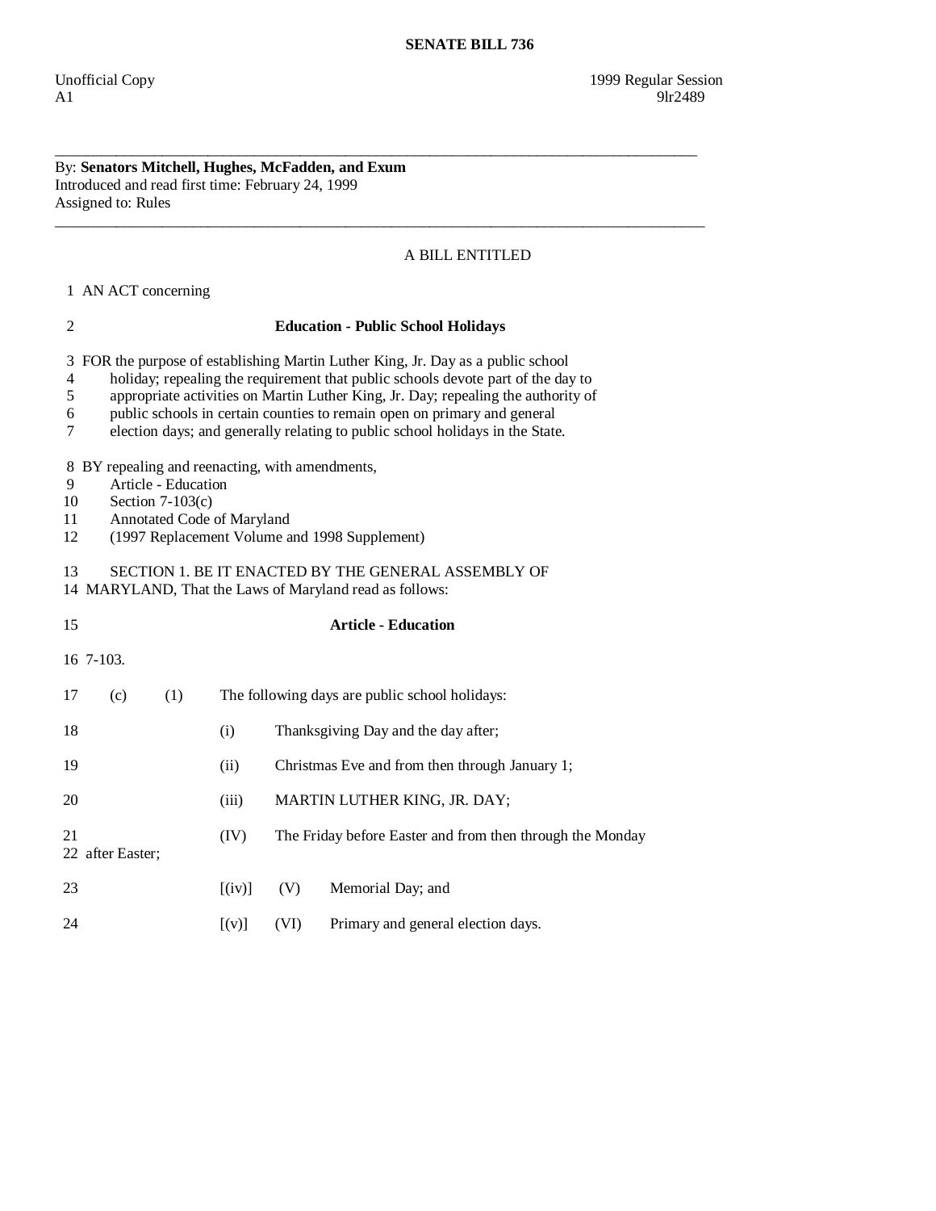**SENATE BILL 736**

Unofficial Copy 1999 Regular Session
A1 9lr2489

---

By: **Senators Mitchell, Hughes, McFadden, and Exum**
Introduced and read first time: February 24, 1999
Assigned to: Rules

---

A BILL ENTITLED

1 AN ACT concerning

2 **Education - Public School Holidays**

3 FOR the purpose of establishing Martin Luther King, Jr. Day as a public school
4 holiday; repealing the requirement that public schools devote part of the day to
5 appropriate activities on Martin Luther King, Jr. Day; repealing the authority of
6 public schools in certain counties to remain open on primary and general
7 election days; and generally relating to public school holidays in the State.

8 BY repealing and reenacting, with amendments,
9 Article - Education
10 Section 7-103(c)
11 Annotated Code of Maryland
12 (1997 Replacement Volume and 1998 Supplement)

13 SECTION 1. BE IT ENACTED BY THE GENERAL ASSEMBLY OF
14 MARYLAND, That the Laws of Maryland read as follows:

15 **Article - Education**

16 7-103.

17 (c) (1) The following days are public school holidays:

18 (i) Thanksgiving Day and the day after;

19 (ii) Christmas Eve and from then through January 1;

20 (iii) MARTIN LUTHER KING, JR. DAY;

21 (IV) The Friday before Easter and from then through the Monday
22 after Easter;

23 [(iv)] (V) Memorial Day; and

24 [(v)] (VI) Primary and general election days.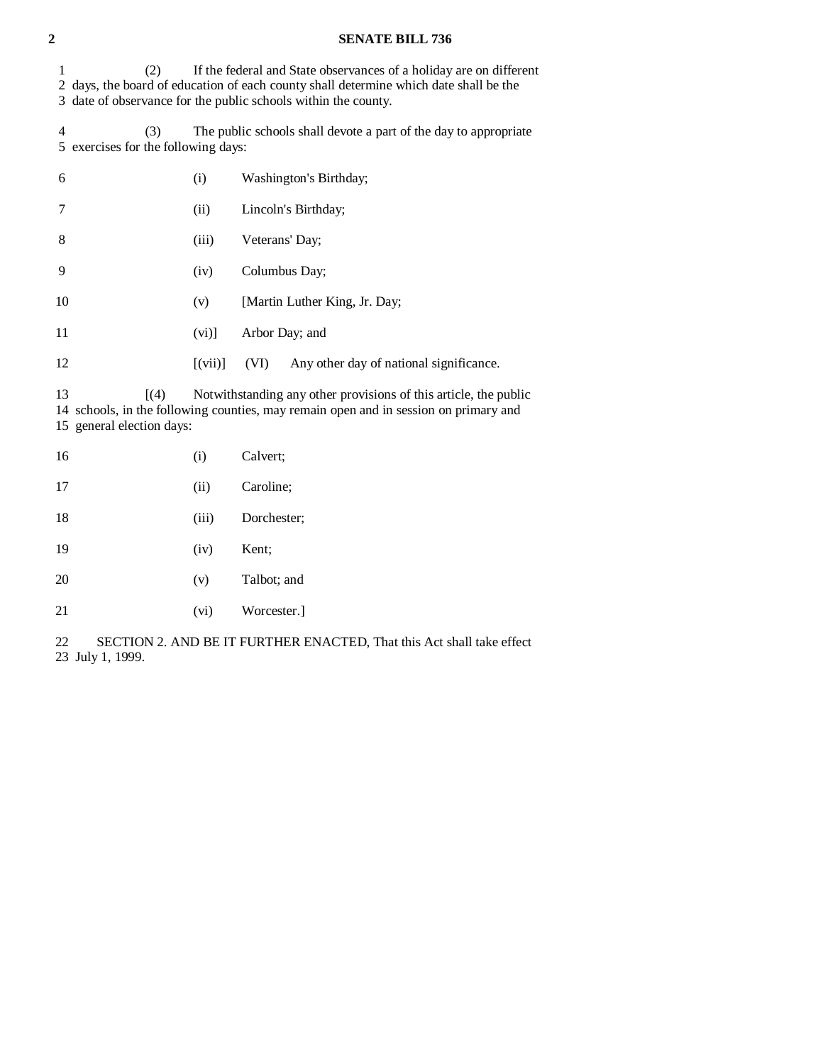(2) If the federal and State observances of a holiday are on different days, the board of education of each county shall determine which date shall be the date of observance for the public schools within the county.

(3) The public schools shall devote a part of the day to appropriate exercises for the following days:

(i) Washington's Birthday;

(ii) Lincoln's Birthday;

(iii) Veterans' Day;

(iv) Columbus Day;

(v) [Martin Luther King, Jr. Day;

(vi)] Arbor Day; and

[(vii)] (VI) Any other day of national significance.

[(4) Notwithstanding any other provisions of this article, the public schools, in the following counties, may remain open and in session on primary and general election days:

(i) Calvert;

(ii) Caroline;

(iii) Dorchester;

(iv) Kent;

(v) Talbot; and

(vi) Worcester.]

SECTION 2. AND BE IT FURTHER ENACTED, That this Act shall take effect July 1, 1999.